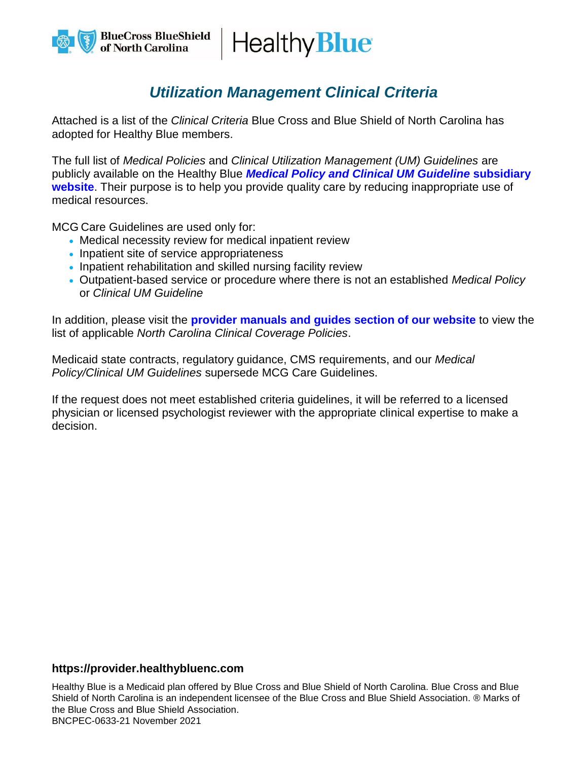# *Utilization Management Clinical Criteria*

Attached is a list of the *Clinical Criteria* Blue Cross and Blue Shield of North Carolina has adopted for Healthy Blue members.

The full list of *Medical Policies* and *Clinical Utilization Management (UM) Guidelines* are publicly available on the Healthy Blue ***Medical Policy and Clinical UM Guideline* subsidiary website**. Their purpose is to help you provide quality care by reducing inappropriate use of medical resources.

MCG Care Guidelines are used only for:

- Medical necessity review for medical inpatient review
- Inpatient site of service appropriateness
- Inpatient rehabilitation and skilled nursing facility review
- Outpatient-based service or procedure where there is not an established *Medical Policy* or *Clinical UM Guideline*

In addition, please visit the **provider manuals and guides section of our website** to view the list of applicable *North Carolina Clinical Coverage Policies*.

Medicaid state contracts, regulatory guidance, CMS requirements, and our *Medical Policy/Clinical UM Guidelines* supersede MCG Care Guidelines.

If the request does not meet established criteria guidelines, it will be referred to a licensed physician or licensed psychologist reviewer with the appropriate clinical expertise to make a decision.

**https://provider.healthybluenc.com**

Healthy Blue is a Medicaid plan offered by Blue Cross and Blue Shield of North Carolina. Blue Cross and Blue Shield of North Carolina is an independent licensee of the Blue Cross and Blue Shield Association. ® Marks of the Blue Cross and Blue Shield Association.
BNCPEC-0633-21 November 2021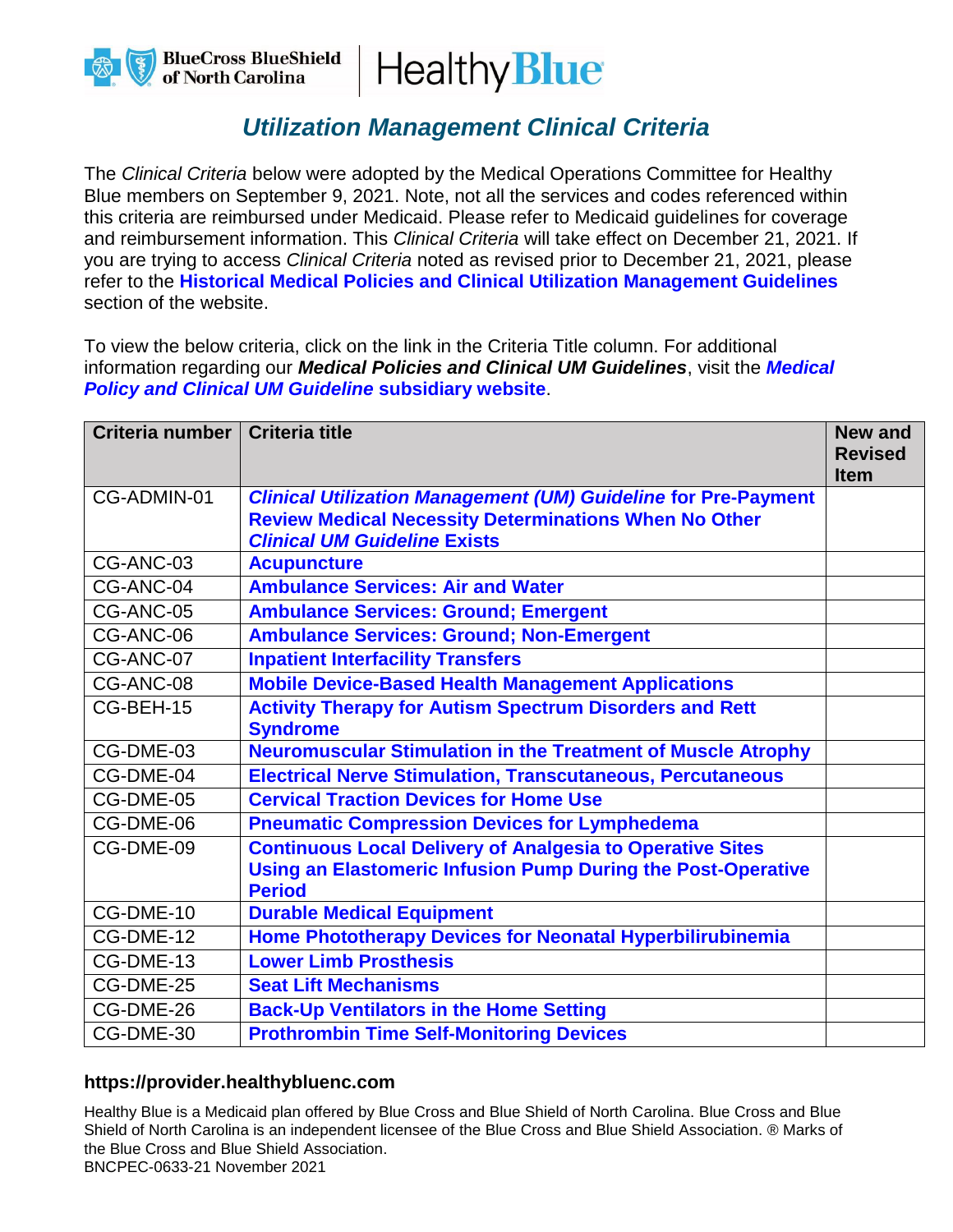# Utilization Management Clinical Criteria

The *Clinical Criteria* below were adopted by the Medical Operations Committee for Healthy Blue members on September 9, 2021. Note, not all the services and codes referenced within this criteria are reimbursed under Medicaid. Please refer to Medicaid guidelines for coverage and reimbursement information. This *Clinical Criteria* will take effect on December 21, 2021. If you are trying to access *Clinical Criteria* noted as revised prior to December 21, 2021, please refer to the **Historical Medical Policies and Clinical Utilization Management Guidelines** section of the website.

To view the below criteria, click on the link in the Criteria Title column. For additional information regarding our ***Medical Policies and Clinical UM Guidelines***, visit the ***Medical Policy and Clinical UM Guideline* subsidiary website**.

| Criteria number | Criteria title | New and Revised Item |
|---|---|---|
| CG-ADMIN-01 | ***Clinical Utilization Management (UM) Guideline* for Pre-Payment Review Medical Necessity Determinations When No Other *Clinical UM Guideline* Exists** | |
| CG-ANC-03 | **Acupuncture** | |
| CG-ANC-04 | **Ambulance Services: Air and Water** | |
| CG-ANC-05 | **Ambulance Services: Ground; Emergent** | |
| CG-ANC-06 | **Ambulance Services: Ground; Non-Emergent** | |
| CG-ANC-07 | **Inpatient Interfacility Transfers** | |
| CG-ANC-08 | **Mobile Device-Based Health Management Applications** | |
| CG-BEH-15 | **Activity Therapy for Autism Spectrum Disorders and Rett Syndrome** | |
| CG-DME-03 | **Neuromuscular Stimulation in the Treatment of Muscle Atrophy** | |
| CG-DME-04 | **Electrical Nerve Stimulation, Transcutaneous, Percutaneous** | |
| CG-DME-05 | **Cervical Traction Devices for Home Use** | |
| CG-DME-06 | **Pneumatic Compression Devices for Lymphedema** | |
| CG-DME-09 | **Continuous Local Delivery of Analgesia to Operative Sites Using an Elastomeric Infusion Pump During the Post-Operative Period** | |
| CG-DME-10 | **Durable Medical Equipment** | |
| CG-DME-12 | **Home Phototherapy Devices for Neonatal Hyperbilirubinemia** | |
| CG-DME-13 | **Lower Limb Prosthesis** | |
| CG-DME-25 | **Seat Lift Mechanisms** | |
| CG-DME-26 | **Back-Up Ventilators in the Home Setting** | |
| CG-DME-30 | **Prothrombin Time Self-Monitoring Devices** | |

**https://provider.healthybluenc.com**

Healthy Blue is a Medicaid plan offered by Blue Cross and Blue Shield of North Carolina. Blue Cross and Blue Shield of North Carolina is an independent licensee of the Blue Cross and Blue Shield Association. ® Marks of the Blue Cross and Blue Shield Association.
BNCPEC-0633-21 November 2021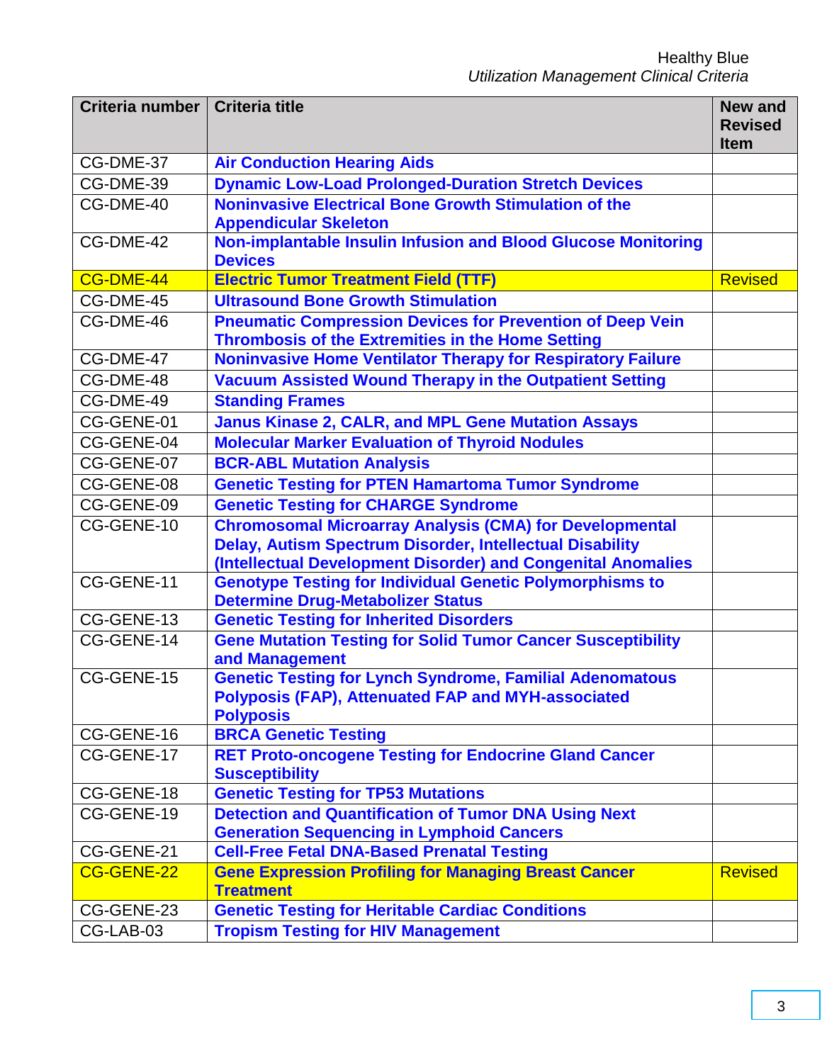| Criteria number | Criteria title | New and Revised Item |
|---|---|---|
| CG-DME-37 | Air Conduction Hearing Aids | |
| CG-DME-39 | Dynamic Low-Load Prolonged-Duration Stretch Devices | |
| CG-DME-40 | Noninvasive Electrical Bone Growth Stimulation of the Appendicular Skeleton | |
| CG-DME-42 | Non-implantable Insulin Infusion and Blood Glucose Monitoring Devices | |
| CG-DME-44 | Electric Tumor Treatment Field (TTF) | Revised |
| CG-DME-45 | Ultrasound Bone Growth Stimulation | |
| CG-DME-46 | Pneumatic Compression Devices for Prevention of Deep Vein Thrombosis of the Extremities in the Home Setting | |
| CG-DME-47 | Noninvasive Home Ventilator Therapy for Respiratory Failure | |
| CG-DME-48 | Vacuum Assisted Wound Therapy in the Outpatient Setting | |
| CG-DME-49 | Standing Frames | |
| CG-GENE-01 | Janus Kinase 2, CALR, and MPL Gene Mutation Assays | |
| CG-GENE-04 | Molecular Marker Evaluation of Thyroid Nodules | |
| CG-GENE-07 | BCR-ABL Mutation Analysis | |
| CG-GENE-08 | Genetic Testing for PTEN Hamartoma Tumor Syndrome | |
| CG-GENE-09 | Genetic Testing for CHARGE Syndrome | |
| CG-GENE-10 | Chromosomal Microarray Analysis (CMA) for Developmental Delay, Autism Spectrum Disorder, Intellectual Disability (Intellectual Development Disorder) and Congenital Anomalies | |
| CG-GENE-11 | Genotype Testing for Individual Genetic Polymorphisms to Determine Drug-Metabolizer Status | |
| CG-GENE-13 | Genetic Testing for Inherited Disorders | |
| CG-GENE-14 | Gene Mutation Testing for Solid Tumor Cancer Susceptibility and Management | |
| CG-GENE-15 | Genetic Testing for Lynch Syndrome, Familial Adenomatous Polyposis (FAP), Attenuated FAP and MYH-associated Polyposis | |
| CG-GENE-16 | BRCA Genetic Testing | |
| CG-GENE-17 | RET Proto-oncogene Testing for Endocrine Gland Cancer Susceptibility | |
| CG-GENE-18 | Genetic Testing for TP53 Mutations | |
| CG-GENE-19 | Detection and Quantification of Tumor DNA Using Next Generation Sequencing in Lymphoid Cancers | |
| CG-GENE-21 | Cell-Free Fetal DNA-Based Prenatal Testing | |
| CG-GENE-22 | Gene Expression Profiling for Managing Breast Cancer Treatment | Revised |
| CG-GENE-23 | Genetic Testing for Heritable Cardiac Conditions | |
| CG-LAB-03 | Tropism Testing for HIV Management | |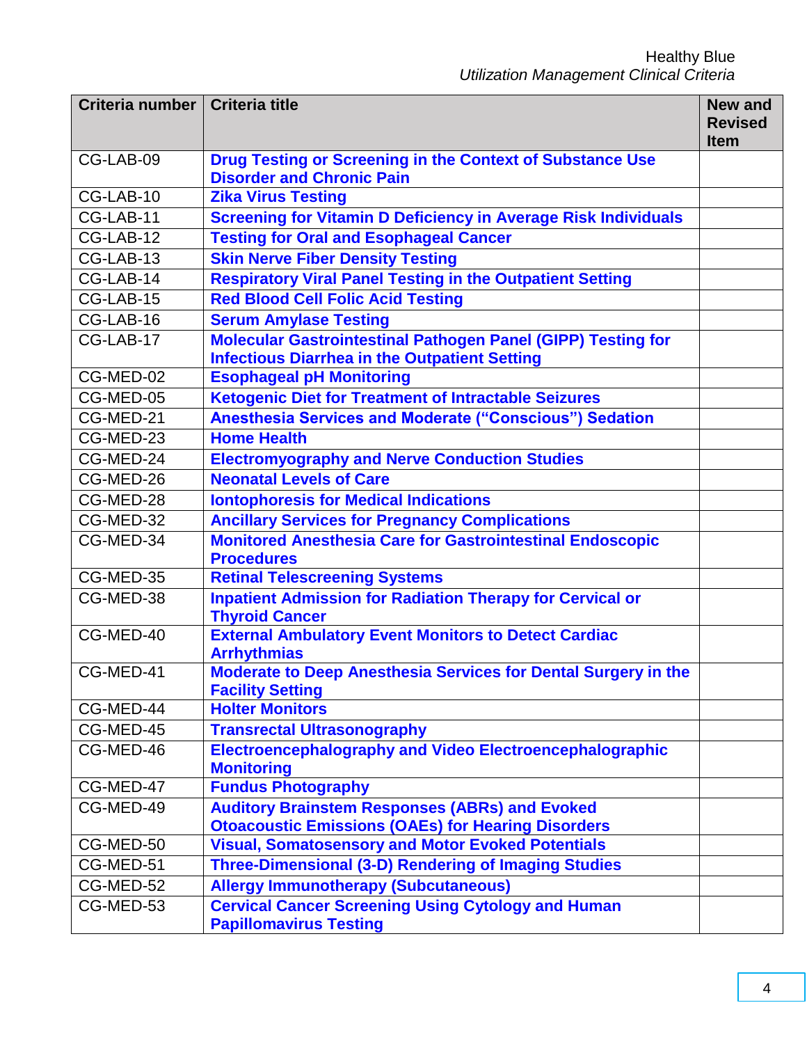| Criteria number | Criteria title | New and Revised Item |
|---|---|---|
| CG-LAB-09 | Drug Testing or Screening in the Context of Substance Use Disorder and Chronic Pain | |
| CG-LAB-10 | Zika Virus Testing | |
| CG-LAB-11 | Screening for Vitamin D Deficiency in Average Risk Individuals | |
| CG-LAB-12 | Testing for Oral and Esophageal Cancer | |
| CG-LAB-13 | Skin Nerve Fiber Density Testing | |
| CG-LAB-14 | Respiratory Viral Panel Testing in the Outpatient Setting | |
| CG-LAB-15 | Red Blood Cell Folic Acid Testing | |
| CG-LAB-16 | Serum Amylase Testing | |
| CG-LAB-17 | Molecular Gastrointestinal Pathogen Panel (GIPP) Testing for Infectious Diarrhea in the Outpatient Setting | |
| CG-MED-02 | Esophageal pH Monitoring | |
| CG-MED-05 | Ketogenic Diet for Treatment of Intractable Seizures | |
| CG-MED-21 | Anesthesia Services and Moderate (“Conscious”) Sedation | |
| CG-MED-23 | Home Health | |
| CG-MED-24 | Electromyography and Nerve Conduction Studies | |
| CG-MED-26 | Neonatal Levels of Care | |
| CG-MED-28 | Iontophoresis for Medical Indications | |
| CG-MED-32 | Ancillary Services for Pregnancy Complications | |
| CG-MED-34 | Monitored Anesthesia Care for Gastrointestinal Endoscopic Procedures | |
| CG-MED-35 | Retinal Telescreening Systems | |
| CG-MED-38 | Inpatient Admission for Radiation Therapy for Cervical or Thyroid Cancer | |
| CG-MED-40 | External Ambulatory Event Monitors to Detect Cardiac Arrhythmias | |
| CG-MED-41 | Moderate to Deep Anesthesia Services for Dental Surgery in the Facility Setting | |
| CG-MED-44 | Holter Monitors | |
| CG-MED-45 | Transrectal Ultrasonography | |
| CG-MED-46 | Electroencephalography and Video Electroencephalographic Monitoring | |
| CG-MED-47 | Fundus Photography | |
| CG-MED-49 | Auditory Brainstem Responses (ABRs) and Evoked Otoacoustic Emissions (OAEs) for Hearing Disorders | |
| CG-MED-50 | Visual, Somatosensory and Motor Evoked Potentials | |
| CG-MED-51 | Three-Dimensional (3-D) Rendering of Imaging Studies | |
| CG-MED-52 | Allergy Immunotherapy (Subcutaneous) | |
| CG-MED-53 | Cervical Cancer Screening Using Cytology and Human Papillomavirus Testing | |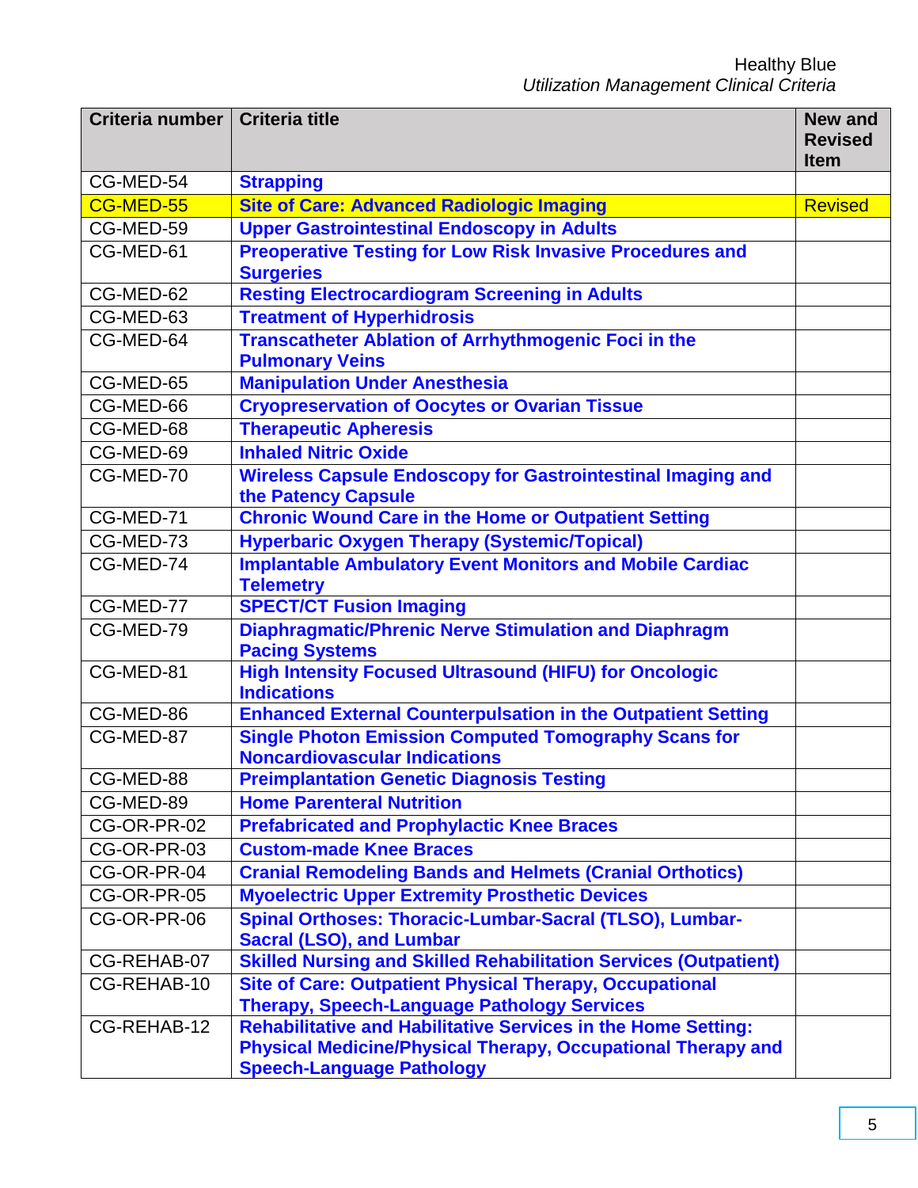| Criteria number | Criteria title | New and Revised Item |
|---|---|---|
| CG-MED-54 | Strapping | |
| CG-MED-55 | Site of Care: Advanced Radiologic Imaging | Revised |
| CG-MED-59 | Upper Gastrointestinal Endoscopy in Adults | |
| CG-MED-61 | Preoperative Testing for Low Risk Invasive Procedures and Surgeries | |
| CG-MED-62 | Resting Electrocardiogram Screening in Adults | |
| CG-MED-63 | Treatment of Hyperhidrosis | |
| CG-MED-64 | Transcatheter Ablation of Arrhythmogenic Foci in the Pulmonary Veins | |
| CG-MED-65 | Manipulation Under Anesthesia | |
| CG-MED-66 | Cryopreservation of Oocytes or Ovarian Tissue | |
| CG-MED-68 | Therapeutic Apheresis | |
| CG-MED-69 | Inhaled Nitric Oxide | |
| CG-MED-70 | Wireless Capsule Endoscopy for Gastrointestinal Imaging and the Patency Capsule | |
| CG-MED-71 | Chronic Wound Care in the Home or Outpatient Setting | |
| CG-MED-73 | Hyperbaric Oxygen Therapy (Systemic/Topical) | |
| CG-MED-74 | Implantable Ambulatory Event Monitors and Mobile Cardiac Telemetry | |
| CG-MED-77 | SPECT/CT Fusion Imaging | |
| CG-MED-79 | Diaphragmatic/Phrenic Nerve Stimulation and Diaphragm Pacing Systems | |
| CG-MED-81 | High Intensity Focused Ultrasound (HIFU) for Oncologic Indications | |
| CG-MED-86 | Enhanced External Counterpulsation in the Outpatient Setting | |
| CG-MED-87 | Single Photon Emission Computed Tomography Scans for Noncardiovascular Indications | |
| CG-MED-88 | Preimplantation Genetic Diagnosis Testing | |
| CG-MED-89 | Home Parenteral Nutrition | |
| CG-OR-PR-02 | Prefabricated and Prophylactic Knee Braces | |
| CG-OR-PR-03 | Custom-made Knee Braces | |
| CG-OR-PR-04 | Cranial Remodeling Bands and Helmets (Cranial Orthotics) | |
| CG-OR-PR-05 | Myoelectric Upper Extremity Prosthetic Devices | |
| CG-OR-PR-06 | Spinal Orthoses: Thoracic-Lumbar-Sacral (TLSO), Lumbar-Sacral (LSO), and Lumbar | |
| CG-REHAB-07 | Skilled Nursing and Skilled Rehabilitation Services (Outpatient) | |
| CG-REHAB-10 | Site of Care: Outpatient Physical Therapy, Occupational Therapy, Speech-Language Pathology Services | |
| CG-REHAB-12 | Rehabilitative and Habilitative Services in the Home Setting: Physical Medicine/Physical Therapy, Occupational Therapy and Speech-Language Pathology | |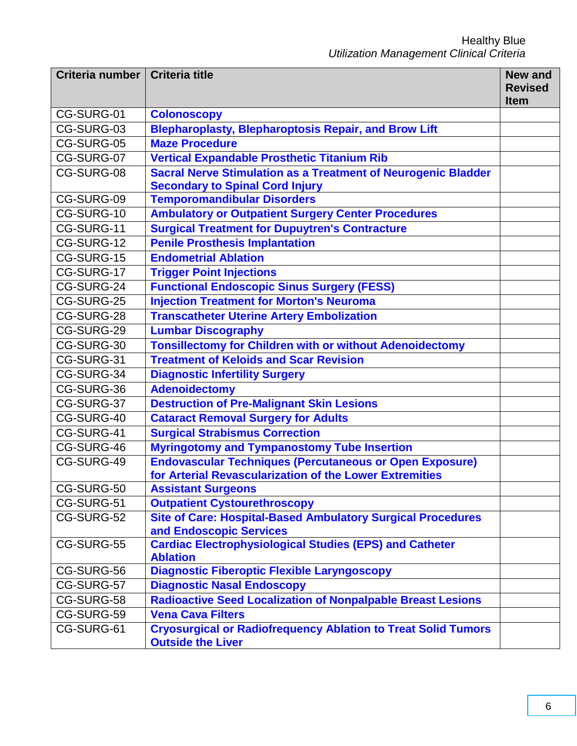| Criteria number | Criteria title | New and Revised Item |
|---|---|---|
| CG-SURG-01 | Colonoscopy | |
| CG-SURG-03 | Blepharoplasty, Blepharoptosis Repair, and Brow Lift | |
| CG-SURG-05 | Maze Procedure | |
| CG-SURG-07 | Vertical Expandable Prosthetic Titanium Rib | |
| CG-SURG-08 | Sacral Nerve Stimulation as a Treatment of Neurogenic Bladder Secondary to Spinal Cord Injury | |
| CG-SURG-09 | Temporomandibular Disorders | |
| CG-SURG-10 | Ambulatory or Outpatient Surgery Center Procedures | |
| CG-SURG-11 | Surgical Treatment for Dupuytren's Contracture | |
| CG-SURG-12 | Penile Prosthesis Implantation | |
| CG-SURG-15 | Endometrial Ablation | |
| CG-SURG-17 | Trigger Point Injections | |
| CG-SURG-24 | Functional Endoscopic Sinus Surgery (FESS) | |
| CG-SURG-25 | Injection Treatment for Morton's Neuroma | |
| CG-SURG-28 | Transcatheter Uterine Artery Embolization | |
| CG-SURG-29 | Lumbar Discography | |
| CG-SURG-30 | Tonsillectomy for Children with or without Adenoidectomy | |
| CG-SURG-31 | Treatment of Keloids and Scar Revision | |
| CG-SURG-34 | Diagnostic Infertility Surgery | |
| CG-SURG-36 | Adenoidectomy | |
| CG-SURG-37 | Destruction of Pre-Malignant Skin Lesions | |
| CG-SURG-40 | Cataract Removal Surgery for Adults | |
| CG-SURG-41 | Surgical Strabismus Correction | |
| CG-SURG-46 | Myringotomy and Tympanostomy Tube Insertion | |
| CG-SURG-49 | Endovascular Techniques (Percutaneous or Open Exposure) for Arterial Revascularization of the Lower Extremities | |
| CG-SURG-50 | Assistant Surgeons | |
| CG-SURG-51 | Outpatient Cystourethroscopy | |
| CG-SURG-52 | Site of Care: Hospital-Based Ambulatory Surgical Procedures and Endoscopic Services | |
| CG-SURG-55 | Cardiac Electrophysiological Studies (EPS) and Catheter Ablation | |
| CG-SURG-56 | Diagnostic Fiberoptic Flexible Laryngoscopy | |
| CG-SURG-57 | Diagnostic Nasal Endoscopy | |
| CG-SURG-58 | Radioactive Seed Localization of Nonpalpable Breast Lesions | |
| CG-SURG-59 | Vena Cava Filters | |
| CG-SURG-61 | Cryosurgical or Radiofrequency Ablation to Treat Solid Tumors Outside the Liver | |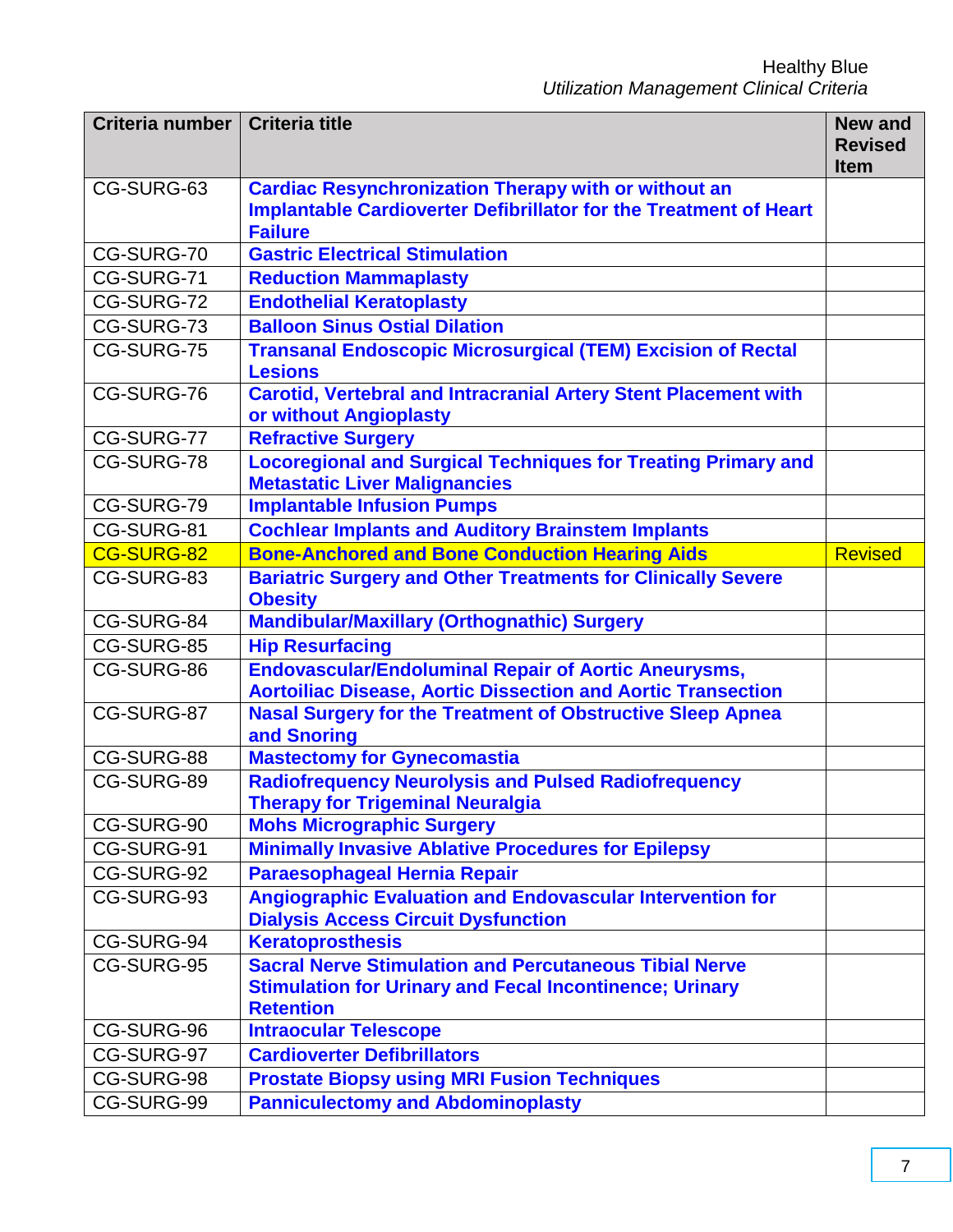| Criteria number | Criteria title | New and Revised Item |
|---|---|---|
| CG-SURG-63 | **Cardiac Resynchronization Therapy with or without an Implantable Cardioverter Defibrillator for the Treatment of Heart Failure** | |
| CG-SURG-70 | **Gastric Electrical Stimulation** | |
| CG-SURG-71 | **Reduction Mammaplasty** | |
| CG-SURG-72 | **Endothelial Keratoplasty** | |
| CG-SURG-73 | **Balloon Sinus Ostial Dilation** | |
| CG-SURG-75 | **Transanal Endoscopic Microsurgical (TEM) Excision of Rectal Lesions** | |
| CG-SURG-76 | **Carotid, Vertebral and Intracranial Artery Stent Placement with or without Angioplasty** | |
| CG-SURG-77 | **Refractive Surgery** | |
| CG-SURG-78 | **Locoregional and Surgical Techniques for Treating Primary and Metastatic Liver Malignancies** | |
| CG-SURG-79 | **Implantable Infusion Pumps** | |
| CG-SURG-81 | **Cochlear Implants and Auditory Brainstem Implants** | |
| CG-SURG-82 | **Bone-Anchored and Bone Conduction Hearing Aids** | Revised |
| CG-SURG-83 | **Bariatric Surgery and Other Treatments for Clinically Severe Obesity** | |
| CG-SURG-84 | **Mandibular/Maxillary (Orthognathic) Surgery** | |
| CG-SURG-85 | **Hip Resurfacing** | |
| CG-SURG-86 | **Endovascular/Endoluminal Repair of Aortic Aneurysms, Aortoiliac Disease, Aortic Dissection and Aortic Transection** | |
| CG-SURG-87 | **Nasal Surgery for the Treatment of Obstructive Sleep Apnea and Snoring** | |
| CG-SURG-88 | **Mastectomy for Gynecomastia** | |
| CG-SURG-89 | **Radiofrequency Neurolysis and Pulsed Radiofrequency Therapy for Trigeminal Neuralgia** | |
| CG-SURG-90 | **Mohs Micrographic Surgery** | |
| CG-SURG-91 | **Minimally Invasive Ablative Procedures for Epilepsy** | |
| CG-SURG-92 | **Paraesophageal Hernia Repair** | |
| CG-SURG-93 | **Angiographic Evaluation and Endovascular Intervention for Dialysis Access Circuit Dysfunction** | |
| CG-SURG-94 | **Keratoprosthesis** | |
| CG-SURG-95 | **Sacral Nerve Stimulation and Percutaneous Tibial Nerve Stimulation for Urinary and Fecal Incontinence; Urinary Retention** | |
| CG-SURG-96 | **Intraocular Telescope** | |
| CG-SURG-97 | **Cardioverter Defibrillators** | |
| CG-SURG-98 | **Prostate Biopsy using MRI Fusion Techniques** | |
| CG-SURG-99 | **Panniculectomy and Abdominoplasty** | |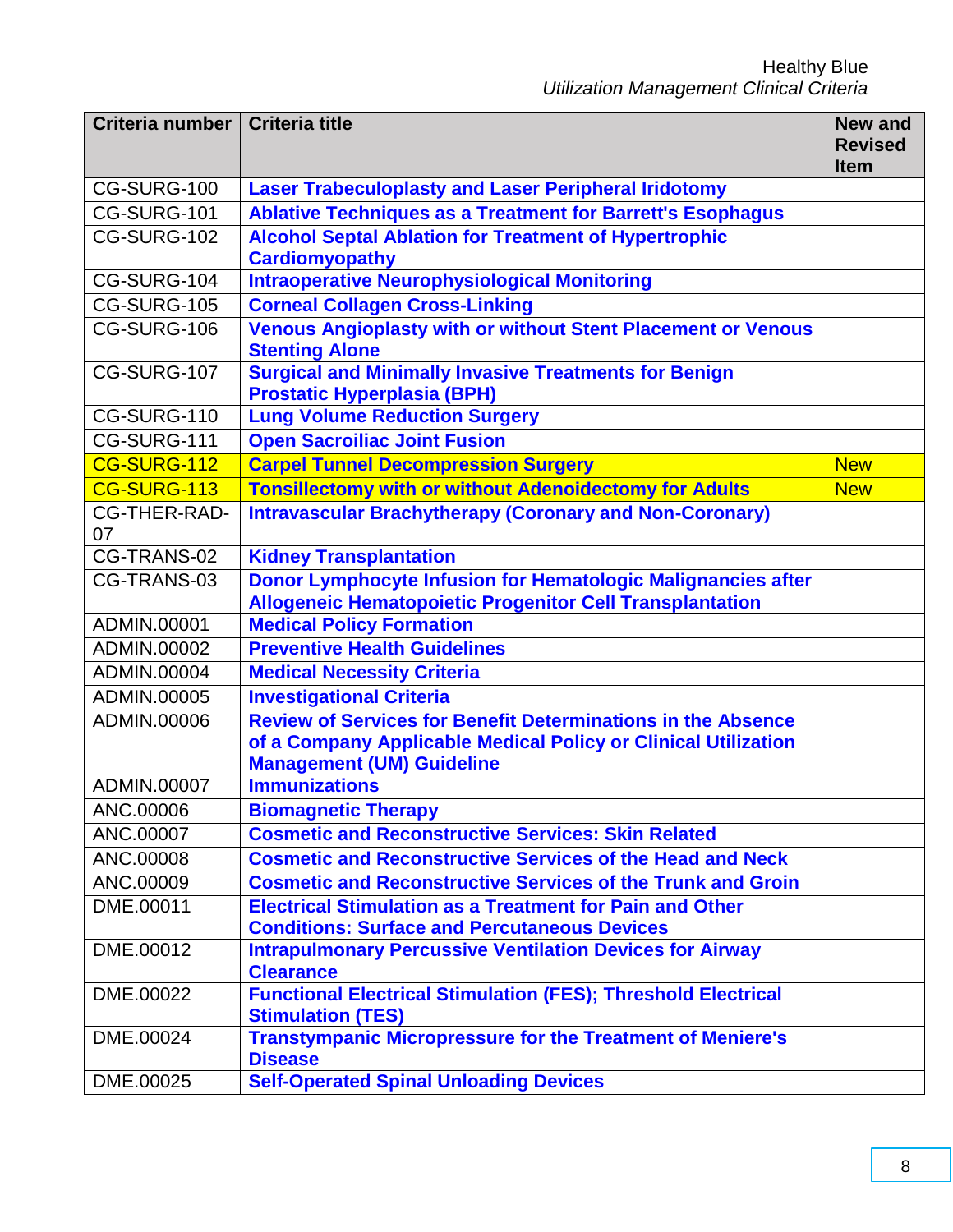| Criteria number | Criteria title | New and Revised Item |
|---|---|---|
| CG-SURG-100 | Laser Trabeculoplasty and Laser Peripheral Iridotomy | |
| CG-SURG-101 | Ablative Techniques as a Treatment for Barrett's Esophagus | |
| CG-SURG-102 | Alcohol Septal Ablation for Treatment of Hypertrophic Cardiomyopathy | |
| CG-SURG-104 | Intraoperative Neurophysiological Monitoring | |
| CG-SURG-105 | Corneal Collagen Cross-Linking | |
| CG-SURG-106 | Venous Angioplasty with or without Stent Placement or Venous Stenting Alone | |
| CG-SURG-107 | Surgical and Minimally Invasive Treatments for Benign Prostatic Hyperplasia (BPH) | |
| CG-SURG-110 | Lung Volume Reduction Surgery | |
| CG-SURG-111 | Open Sacroiliac Joint Fusion | |
| CG-SURG-112 | Carpel Tunnel Decompression Surgery | New |
| CG-SURG-113 | Tonsillectomy with or without Adenoidectomy for Adults | New |
| CG-THER-RAD-07 | Intravascular Brachytherapy (Coronary and Non-Coronary) | |
| CG-TRANS-02 | Kidney Transplantation | |
| CG-TRANS-03 | Donor Lymphocyte Infusion for Hematologic Malignancies after Allogeneic Hematopoietic Progenitor Cell Transplantation | |
| ADMIN.00001 | Medical Policy Formation | |
| ADMIN.00002 | Preventive Health Guidelines | |
| ADMIN.00004 | Medical Necessity Criteria | |
| ADMIN.00005 | Investigational Criteria | |
| ADMIN.00006 | Review of Services for Benefit Determinations in the Absence of a Company Applicable Medical Policy or Clinical Utilization Management (UM) Guideline | |
| ADMIN.00007 | Immunizations | |
| ANC.00006 | Biomagnetic Therapy | |
| ANC.00007 | Cosmetic and Reconstructive Services: Skin Related | |
| ANC.00008 | Cosmetic and Reconstructive Services of the Head and Neck | |
| ANC.00009 | Cosmetic and Reconstructive Services of the Trunk and Groin | |
| DME.00011 | Electrical Stimulation as a Treatment for Pain and Other Conditions: Surface and Percutaneous Devices | |
| DME.00012 | Intrapulmonary Percussive Ventilation Devices for Airway Clearance | |
| DME.00022 | Functional Electrical Stimulation (FES); Threshold Electrical Stimulation (TES) | |
| DME.00024 | Transtympanic Micropressure for the Treatment of Meniere's Disease | |
| DME.00025 | Self-Operated Spinal Unloading Devices | |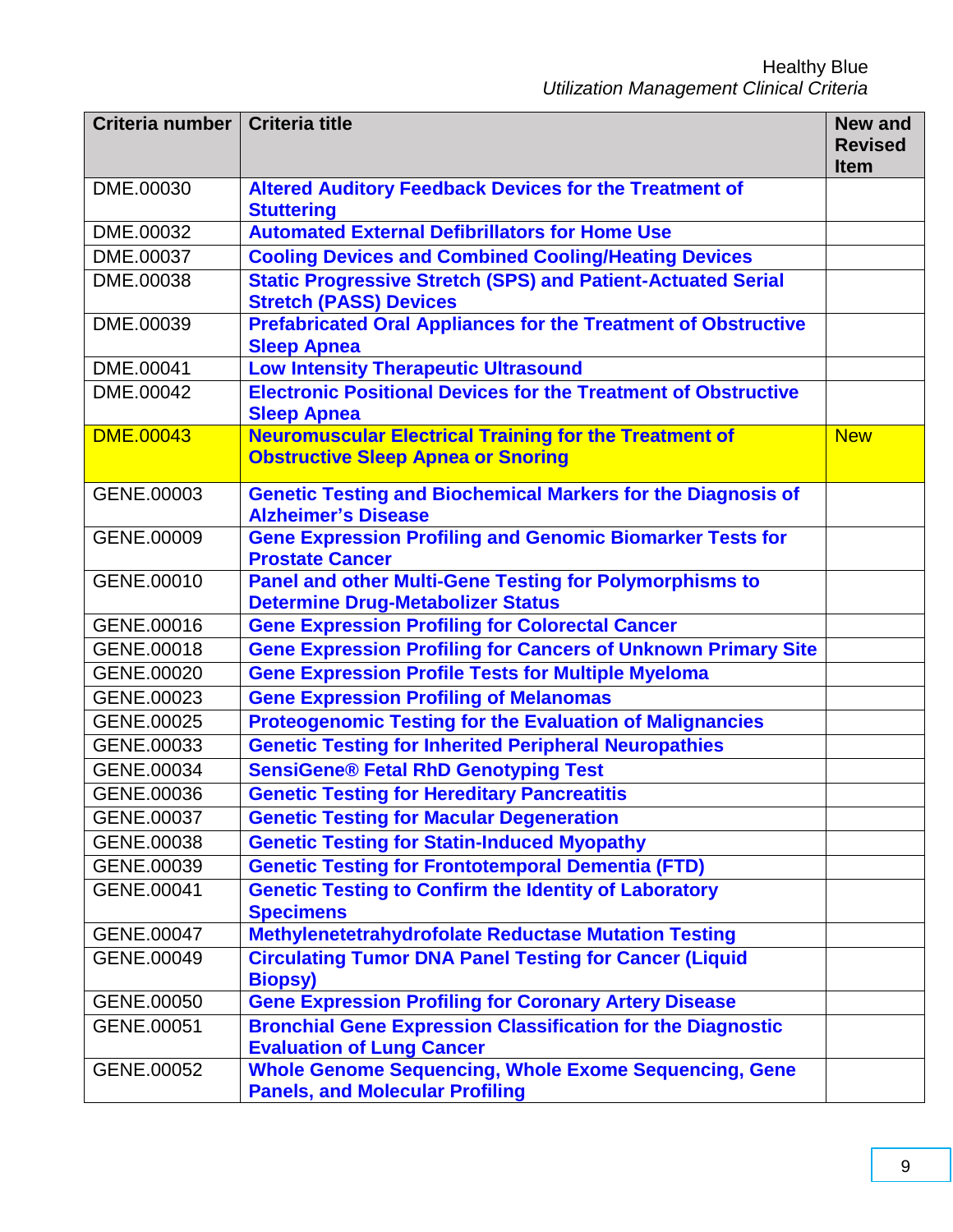| Criteria number | Criteria title | New and Revised Item |
|---|---|---|
| DME.00030 | Altered Auditory Feedback Devices for the Treatment of Stuttering | |
| DME.00032 | Automated External Defibrillators for Home Use | |
| DME.00037 | Cooling Devices and Combined Cooling/Heating Devices | |
| DME.00038 | Static Progressive Stretch (SPS) and Patient-Actuated Serial Stretch (PASS) Devices | |
| DME.00039 | Prefabricated Oral Appliances for the Treatment of Obstructive Sleep Apnea | |
| DME.00041 | Low Intensity Therapeutic Ultrasound | |
| DME.00042 | Electronic Positional Devices for the Treatment of Obstructive Sleep Apnea | |
| DME.00043 | Neuromuscular Electrical Training for the Treatment of Obstructive Sleep Apnea or Snoring | New |
| GENE.00003 | Genetic Testing and Biochemical Markers for the Diagnosis of Alzheimer's Disease | |
| GENE.00009 | Gene Expression Profiling and Genomic Biomarker Tests for Prostate Cancer | |
| GENE.00010 | Panel and other Multi-Gene Testing for Polymorphisms to Determine Drug-Metabolizer Status | |
| GENE.00016 | Gene Expression Profiling for Colorectal Cancer | |
| GENE.00018 | Gene Expression Profiling for Cancers of Unknown Primary Site | |
| GENE.00020 | Gene Expression Profile Tests for Multiple Myeloma | |
| GENE.00023 | Gene Expression Profiling of Melanomas | |
| GENE.00025 | Proteogenomic Testing for the Evaluation of Malignancies | |
| GENE.00033 | Genetic Testing for Inherited Peripheral Neuropathies | |
| GENE.00034 | SensiGene® Fetal RhD Genotyping Test | |
| GENE.00036 | Genetic Testing for Hereditary Pancreatitis | |
| GENE.00037 | Genetic Testing for Macular Degeneration | |
| GENE.00038 | Genetic Testing for Statin-Induced Myopathy | |
| GENE.00039 | Genetic Testing for Frontotemporal Dementia (FTD) | |
| GENE.00041 | Genetic Testing to Confirm the Identity of Laboratory Specimens | |
| GENE.00047 | Methylenetetrahydrofolate Reductase Mutation Testing | |
| GENE.00049 | Circulating Tumor DNA Panel Testing for Cancer (Liquid Biopsy) | |
| GENE.00050 | Gene Expression Profiling for Coronary Artery Disease | |
| GENE.00051 | Bronchial Gene Expression Classification for the Diagnostic Evaluation of Lung Cancer | |
| GENE.00052 | Whole Genome Sequencing, Whole Exome Sequencing, Gene Panels, and Molecular Profiling | |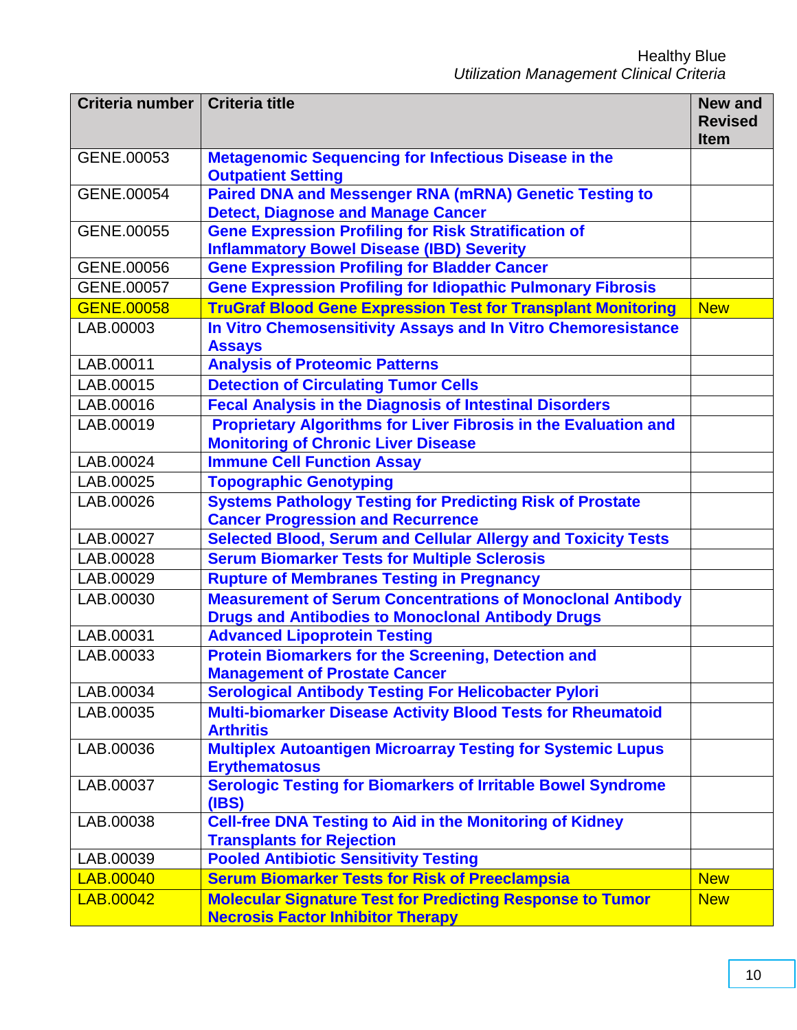| Criteria number | Criteria title | New and Revised Item |
|---|---|---|
| GENE.00053 | Metagenomic Sequencing for Infectious Disease in the Outpatient Setting | |
| GENE.00054 | Paired DNA and Messenger RNA (mRNA) Genetic Testing to Detect, Diagnose and Manage Cancer | |
| GENE.00055 | Gene Expression Profiling for Risk Stratification of Inflammatory Bowel Disease (IBD) Severity | |
| GENE.00056 | Gene Expression Profiling for Bladder Cancer | |
| GENE.00057 | Gene Expression Profiling for Idiopathic Pulmonary Fibrosis | |
| GENE.00058 | TruGraf Blood Gene Expression Test for Transplant Monitoring | New |
| LAB.00003 | In Vitro Chemosensitivity Assays and In Vitro Chemoresistance Assays | |
| LAB.00011 | Analysis of Proteomic Patterns | |
| LAB.00015 | Detection of Circulating Tumor Cells | |
| LAB.00016 | Fecal Analysis in the Diagnosis of Intestinal Disorders | |
| LAB.00019 | Proprietary Algorithms for Liver Fibrosis in the Evaluation and Monitoring of Chronic Liver Disease | |
| LAB.00024 | Immune Cell Function Assay | |
| LAB.00025 | Topographic Genotyping | |
| LAB.00026 | Systems Pathology Testing for Predicting Risk of Prostate Cancer Progression and Recurrence | |
| LAB.00027 | Selected Blood, Serum and Cellular Allergy and Toxicity Tests | |
| LAB.00028 | Serum Biomarker Tests for Multiple Sclerosis | |
| LAB.00029 | Rupture of Membranes Testing in Pregnancy | |
| LAB.00030 | Measurement of Serum Concentrations of Monoclonal Antibody Drugs and Antibodies to Monoclonal Antibody Drugs | |
| LAB.00031 | Advanced Lipoprotein Testing | |
| LAB.00033 | Protein Biomarkers for the Screening, Detection and Management of Prostate Cancer | |
| LAB.00034 | Serological Antibody Testing For Helicobacter Pylori | |
| LAB.00035 | Multi-biomarker Disease Activity Blood Tests for Rheumatoid Arthritis | |
| LAB.00036 | Multiplex Autoantigen Microarray Testing for Systemic Lupus Erythematosus | |
| LAB.00037 | Serologic Testing for Biomarkers of Irritable Bowel Syndrome (IBS) | |
| LAB.00038 | Cell-free DNA Testing to Aid in the Monitoring of Kidney Transplants for Rejection | |
| LAB.00039 | Pooled Antibiotic Sensitivity Testing | |
| LAB.00040 | Serum Biomarker Tests for Risk of Preeclampsia | New |
| LAB.00042 | Molecular Signature Test for Predicting Response to Tumor Necrosis Factor Inhibitor Therapy | New |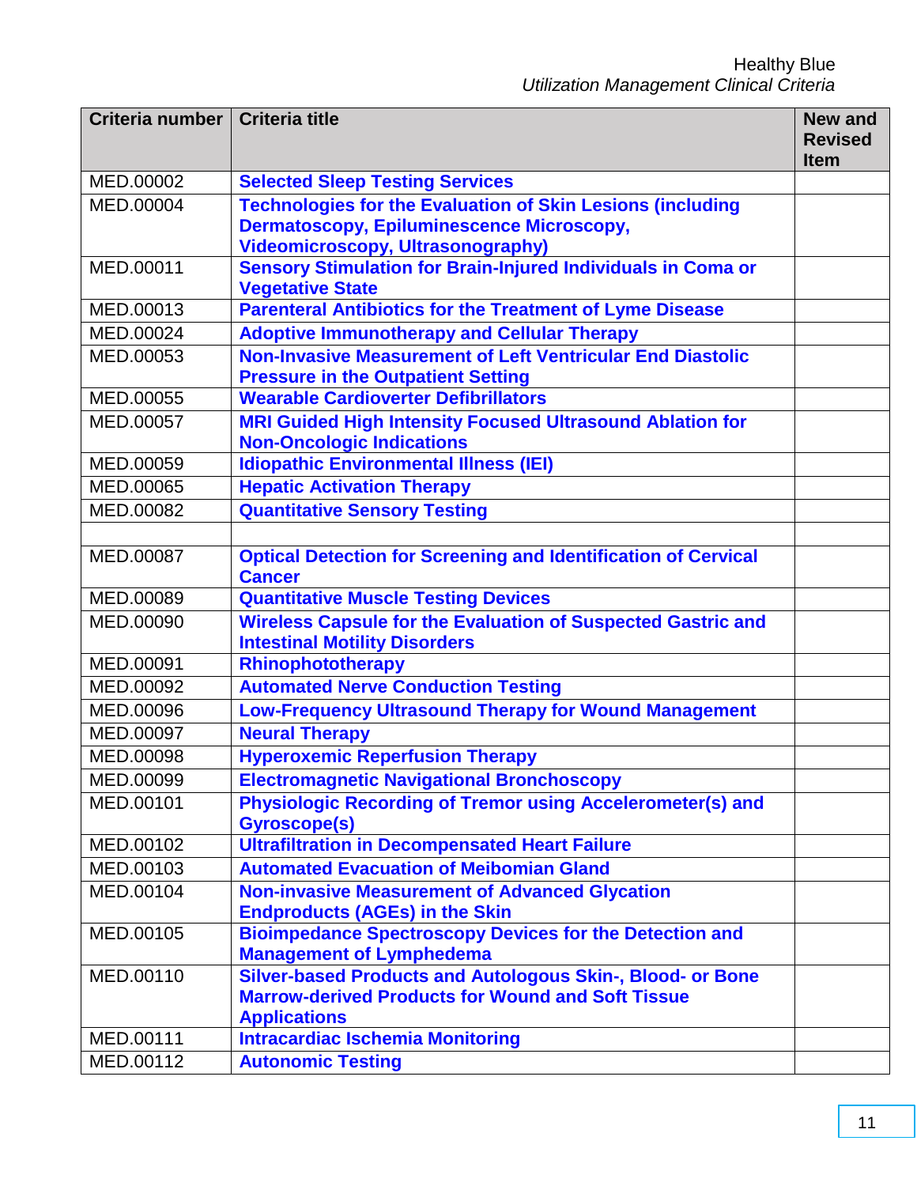| Criteria number | Criteria title | New and Revised Item |
|---|---|---|
| MED.00002 | **Selected Sleep Testing Services** | |
| MED.00004 | **Technologies for the Evaluation of Skin Lesions (including Dermatoscopy, Epiluminescence Microscopy, Videomicroscopy, Ultrasonography)** | |
| MED.00011 | **Sensory Stimulation for Brain-Injured Individuals in Coma or Vegetative State** | |
| MED.00013 | **Parenteral Antibiotics for the Treatment of Lyme Disease** | |
| MED.00024 | **Adoptive Immunotherapy and Cellular Therapy** | |
| MED.00053 | **Non-Invasive Measurement of Left Ventricular End Diastolic Pressure in the Outpatient Setting** | |
| MED.00055 | **Wearable Cardioverter Defibrillators** | |
| MED.00057 | **MRI Guided High Intensity Focused Ultrasound Ablation for Non-Oncologic Indications** | |
| MED.00059 | **Idiopathic Environmental Illness (IEI)** | |
| MED.00065 | **Hepatic Activation Therapy** | |
| MED.00082 | **Quantitative Sensory Testing** | |
| | | |
| MED.00087 | **Optical Detection for Screening and Identification of Cervical Cancer** | |
| MED.00089 | **Quantitative Muscle Testing Devices** | |
| MED.00090 | **Wireless Capsule for the Evaluation of Suspected Gastric and Intestinal Motility Disorders** | |
| MED.00091 | **Rhinophototherapy** | |
| MED.00092 | **Automated Nerve Conduction Testing** | |
| MED.00096 | **Low-Frequency Ultrasound Therapy for Wound Management** | |
| MED.00097 | **Neural Therapy** | |
| MED.00098 | **Hyperoxemic Reperfusion Therapy** | |
| MED.00099 | **Electromagnetic Navigational Bronchoscopy** | |
| MED.00101 | **Physiologic Recording of Tremor using Accelerometer(s) and Gyroscope(s)** | |
| MED.00102 | **Ultrafiltration in Decompensated Heart Failure** | |
| MED.00103 | **Automated Evacuation of Meibomian Gland** | |
| MED.00104 | **Non-invasive Measurement of Advanced Glycation Endproducts (AGEs) in the Skin** | |
| MED.00105 | **Bioimpedance Spectroscopy Devices for the Detection and Management of Lymphedema** | |
| MED.00110 | **Silver-based Products and Autologous Skin-, Blood- or Bone Marrow-derived Products for Wound and Soft Tissue Applications** | |
| MED.00111 | **Intracardiac Ischemia Monitoring** | |
| MED.00112 | **Autonomic Testing** | |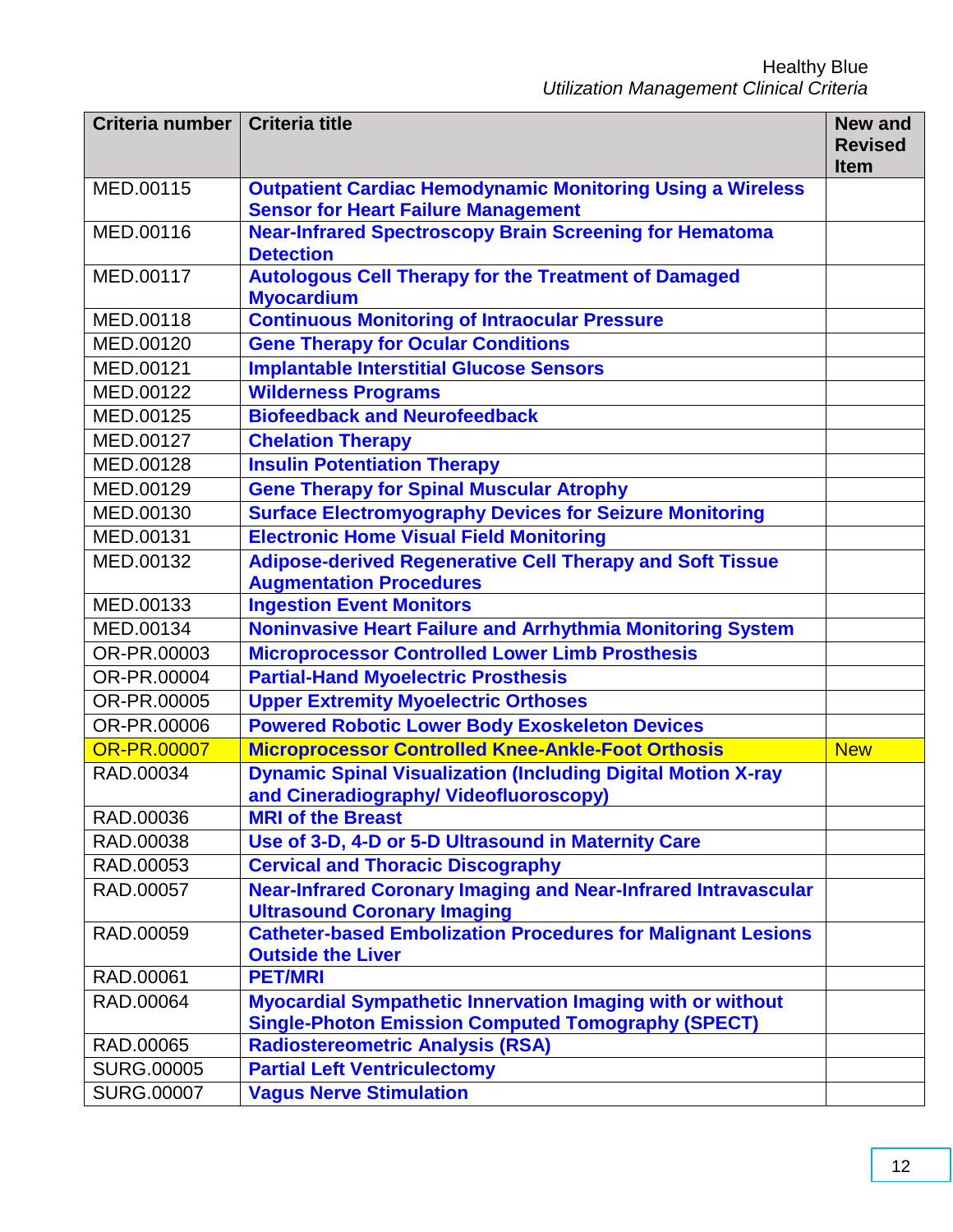| Criteria number | Criteria title | New and Revised Item |
| --- | --- | --- |
| MED.00115 | **Outpatient Cardiac Hemodynamic Monitoring Using a Wireless Sensor for Heart Failure Management** | |
| MED.00116 | **Near-Infrared Spectroscopy Brain Screening for Hematoma Detection** | |
| MED.00117 | **Autologous Cell Therapy for the Treatment of Damaged Myocardium** | |
| MED.00118 | **Continuous Monitoring of Intraocular Pressure** | |
| MED.00120 | **Gene Therapy for Ocular Conditions** | |
| MED.00121 | **Implantable Interstitial Glucose Sensors** | |
| MED.00122 | **Wilderness Programs** | |
| MED.00125 | **Biofeedback and Neurofeedback** | |
| MED.00127 | **Chelation Therapy** | |
| MED.00128 | **Insulin Potentiation Therapy** | |
| MED.00129 | **Gene Therapy for Spinal Muscular Atrophy** | |
| MED.00130 | **Surface Electromyography Devices for Seizure Monitoring** | |
| MED.00131 | **Electronic Home Visual Field Monitoring** | |
| MED.00132 | **Adipose-derived Regenerative Cell Therapy and Soft Tissue Augmentation Procedures** | |
| MED.00133 | **Ingestion Event Monitors** | |
| MED.00134 | **Noninvasive Heart Failure and Arrhythmia Monitoring System** | |
| OR-PR.00003 | **Microprocessor Controlled Lower Limb Prosthesis** | |
| OR-PR.00004 | **Partial-Hand Myoelectric Prosthesis** | |
| OR-PR.00005 | **Upper Extremity Myoelectric Orthoses** | |
| OR-PR.00006 | **Powered Robotic Lower Body Exoskeleton Devices** | |
| OR-PR.00007 | **Microprocessor Controlled Knee-Ankle-Foot Orthosis** | New |
| RAD.00034 | **Dynamic Spinal Visualization (Including Digital Motion X-ray and Cineradiography/ Videofluoroscopy)** | |
| RAD.00036 | **MRI of the Breast** | |
| RAD.00038 | **Use of 3-D, 4-D or 5-D Ultrasound in Maternity Care** | |
| RAD.00053 | **Cervical and Thoracic Discography** | |
| RAD.00057 | **Near-Infrared Coronary Imaging and Near-Infrared Intravascular Ultrasound Coronary Imaging** | |
| RAD.00059 | **Catheter-based Embolization Procedures for Malignant Lesions Outside the Liver** | |
| RAD.00061 | **PET/MRI** | |
| RAD.00064 | **Myocardial Sympathetic Innervation Imaging with or without Single-Photon Emission Computed Tomography (SPECT)** | |
| RAD.00065 | **Radiostereometric Analysis (RSA)** | |
| SURG.00005 | **Partial Left Ventriculectomy** | |
| SURG.00007 | **Vagus Nerve Stimulation** | |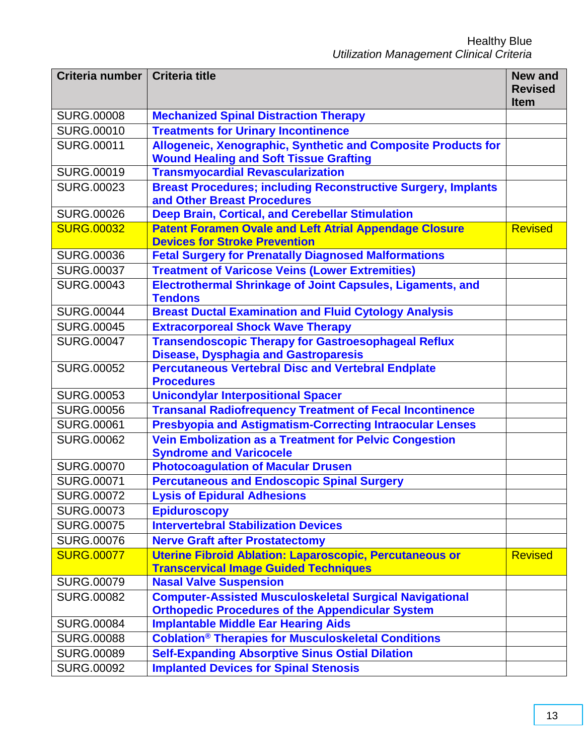| Criteria number | Criteria title | New and Revised Item |
|---|---|---|
| SURG.00008 | Mechanized Spinal Distraction Therapy | |
| SURG.00010 | Treatments for Urinary Incontinence | |
| SURG.00011 | Allogeneic, Xenographic, Synthetic and Composite Products for Wound Healing and Soft Tissue Grafting | |
| SURG.00019 | Transmyocardial Revascularization | |
| SURG.00023 | Breast Procedures; including Reconstructive Surgery, Implants and Other Breast Procedures | |
| SURG.00026 | Deep Brain, Cortical, and Cerebellar Stimulation | |
| SURG.00032 | Patent Foramen Ovale and Left Atrial Appendage Closure Devices for Stroke Prevention | Revised |
| SURG.00036 | Fetal Surgery for Prenatally Diagnosed Malformations | |
| SURG.00037 | Treatment of Varicose Veins (Lower Extremities) | |
| SURG.00043 | Electrothermal Shrinkage of Joint Capsules, Ligaments, and Tendons | |
| SURG.00044 | Breast Ductal Examination and Fluid Cytology Analysis | |
| SURG.00045 | Extracorporeal Shock Wave Therapy | |
| SURG.00047 | Transendoscopic Therapy for Gastroesophageal Reflux Disease, Dysphagia and Gastroparesis | |
| SURG.00052 | Percutaneous Vertebral Disc and Vertebral Endplate Procedures | |
| SURG.00053 | Unicondylar Interpositional Spacer | |
| SURG.00056 | Transanal Radiofrequency Treatment of Fecal Incontinence | |
| SURG.00061 | Presbyopia and Astigmatism-Correcting Intraocular Lenses | |
| SURG.00062 | Vein Embolization as a Treatment for Pelvic Congestion Syndrome and Varicocele | |
| SURG.00070 | Photocoagulation of Macular Drusen | |
| SURG.00071 | Percutaneous and Endoscopic Spinal Surgery | |
| SURG.00072 | Lysis of Epidural Adhesions | |
| SURG.00073 | Epiduroscopy | |
| SURG.00075 | Intervertebral Stabilization Devices | |
| SURG.00076 | Nerve Graft after Prostatectomy | |
| SURG.00077 | Uterine Fibroid Ablation: Laparoscopic, Percutaneous or Transcervical Image Guided Techniques | Revised |
| SURG.00079 | Nasal Valve Suspension | |
| SURG.00082 | Computer-Assisted Musculoskeletal Surgical Navigational Orthopedic Procedures of the Appendicular System | |
| SURG.00084 | Implantable Middle Ear Hearing Aids | |
| SURG.00088 | Coblation® Therapies for Musculoskeletal Conditions | |
| SURG.00089 | Self-Expanding Absorptive Sinus Ostial Dilation | |
| SURG.00092 | Implanted Devices for Spinal Stenosis | |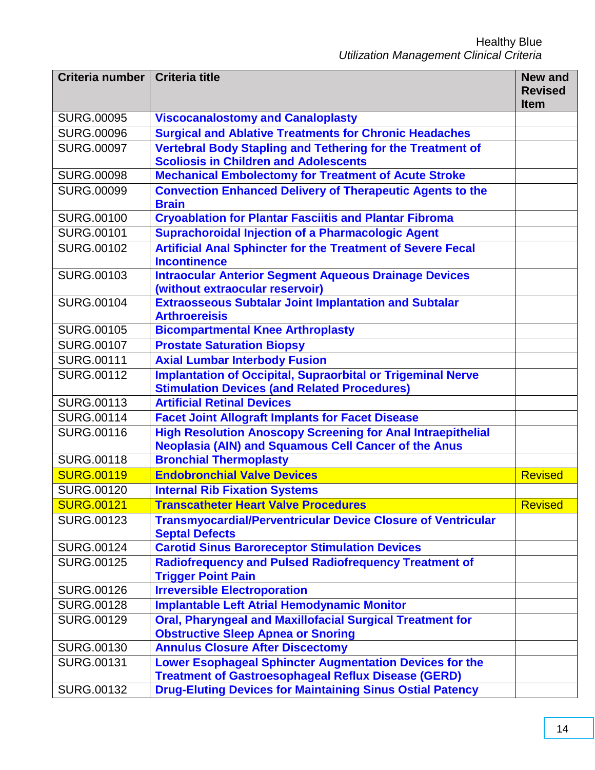| Criteria number | Criteria title | New and Revised Item |
| --- | --- | --- |
| SURG.00095 | Viscocanalostomy and Canaloplasty | |
| SURG.00096 | Surgical and Ablative Treatments for Chronic Headaches | |
| SURG.00097 | Vertebral Body Stapling and Tethering for the Treatment of Scoliosis in Children and Adolescents | |
| SURG.00098 | Mechanical Embolectomy for Treatment of Acute Stroke | |
| SURG.00099 | Convection Enhanced Delivery of Therapeutic Agents to the Brain | |
| SURG.00100 | Cryoablation for Plantar Fasciitis and Plantar Fibroma | |
| SURG.00101 | Suprachoroidal Injection of a Pharmacologic Agent | |
| SURG.00102 | Artificial Anal Sphincter for the Treatment of Severe Fecal Incontinence | |
| SURG.00103 | Intraocular Anterior Segment Aqueous Drainage Devices (without extraocular reservoir) | |
| SURG.00104 | Extraosseous Subtalar Joint Implantation and Subtalar Arthroereisis | |
| SURG.00105 | Bicompartmental Knee Arthroplasty | |
| SURG.00107 | Prostate Saturation Biopsy | |
| SURG.00111 | Axial Lumbar Interbody Fusion | |
| SURG.00112 | Implantation of Occipital, Supraorbital or Trigeminal Nerve Stimulation Devices (and Related Procedures) | |
| SURG.00113 | Artificial Retinal Devices | |
| SURG.00114 | Facet Joint Allograft Implants for Facet Disease | |
| SURG.00116 | High Resolution Anoscopy Screening for Anal Intraepithelial Neoplasia (AIN) and Squamous Cell Cancer of the Anus | |
| SURG.00118 | Bronchial Thermoplasty | |
| SURG.00119 | Endobronchial Valve Devices | Revised |
| SURG.00120 | Internal Rib Fixation Systems | |
| SURG.00121 | Transcatheter Heart Valve Procedures | Revised |
| SURG.00123 | Transmyocardial/Perventricular Device Closure of Ventricular Septal Defects | |
| SURG.00124 | Carotid Sinus Baroreceptor Stimulation Devices | |
| SURG.00125 | Radiofrequency and Pulsed Radiofrequency Treatment of Trigger Point Pain | |
| SURG.00126 | Irreversible Electroporation | |
| SURG.00128 | Implantable Left Atrial Hemodynamic Monitor | |
| SURG.00129 | Oral, Pharyngeal and Maxillofacial Surgical Treatment for Obstructive Sleep Apnea or Snoring | |
| SURG.00130 | Annulus Closure After Discectomy | |
| SURG.00131 | Lower Esophageal Sphincter Augmentation Devices for the Treatment of Gastroesophageal Reflux Disease (GERD) | |
| SURG.00132 | Drug-Eluting Devices for Maintaining Sinus Ostial Patency | |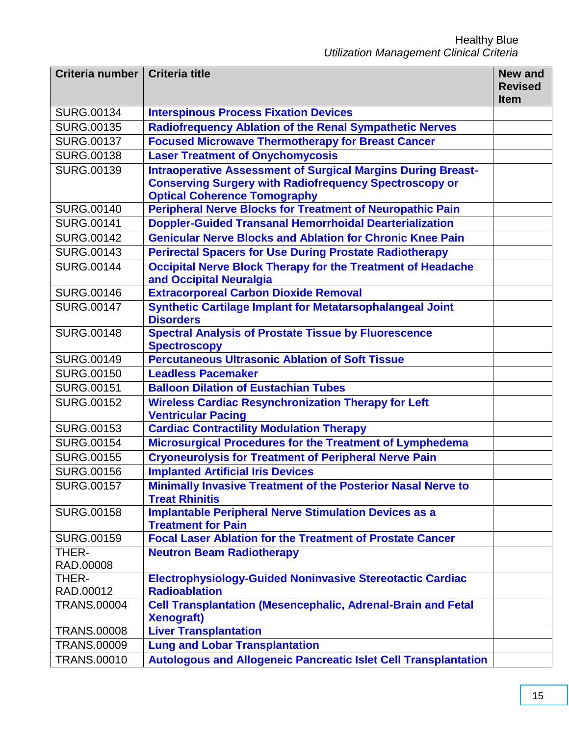| Criteria number | Criteria title | New and Revised Item |
|---|---|---|
| SURG.00134 | **Interspinous Process Fixation Devices** | |
| SURG.00135 | **Radiofrequency Ablation of the Renal Sympathetic Nerves** | |
| SURG.00137 | **Focused Microwave Thermotherapy for Breast Cancer** | |
| SURG.00138 | **Laser Treatment of Onychomycosis** | |
| SURG.00139 | **Intraoperative Assessment of Surgical Margins During Breast-Conserving Surgery with Radiofrequency Spectroscopy or Optical Coherence Tomography** | |
| SURG.00140 | **Peripheral Nerve Blocks for Treatment of Neuropathic Pain** | |
| SURG.00141 | **Doppler-Guided Transanal Hemorrhoidal Dearterialization** | |
| SURG.00142 | **Genicular Nerve Blocks and Ablation for Chronic Knee Pain** | |
| SURG.00143 | **Perirectal Spacers for Use During Prostate Radiotherapy** | |
| SURG.00144 | **Occipital Nerve Block Therapy for the Treatment of Headache and Occipital Neuralgia** | |
| SURG.00146 | **Extracorporeal Carbon Dioxide Removal** | |
| SURG.00147 | **Synthetic Cartilage Implant for Metatarsophalangeal Joint Disorders** | |
| SURG.00148 | **Spectral Analysis of Prostate Tissue by Fluorescence Spectroscopy** | |
| SURG.00149 | **Percutaneous Ultrasonic Ablation of Soft Tissue** | |
| SURG.00150 | **Leadless Pacemaker** | |
| SURG.00151 | **Balloon Dilation of Eustachian Tubes** | |
| SURG.00152 | **Wireless Cardiac Resynchronization Therapy for Left Ventricular Pacing** | |
| SURG.00153 | **Cardiac Contractility Modulation Therapy** | |
| SURG.00154 | **Microsurgical Procedures for the Treatment of Lymphedema** | |
| SURG.00155 | **Cryoneurolysis for Treatment of Peripheral Nerve Pain** | |
| SURG.00156 | **Implanted Artificial Iris Devices** | |
| SURG.00157 | **Minimally Invasive Treatment of the Posterior Nasal Nerve to Treat Rhinitis** | |
| SURG.00158 | **Implantable Peripheral Nerve Stimulation Devices as a Treatment for Pain** | |
| SURG.00159 | **Focal Laser Ablation for the Treatment of Prostate Cancer** | |
| THER-RAD.00008 | **Neutron Beam Radiotherapy** | |
| THER-RAD.00012 | **Electrophysiology-Guided Noninvasive Stereotactic Cardiac Radioablation** | |
| TRANS.00004 | **Cell Transplantation (Mesencephalic, Adrenal-Brain and Fetal Xenograft)** | |
| TRANS.00008 | **Liver Transplantation** | |
| TRANS.00009 | **Lung and Lobar Transplantation** | |
| TRANS.00010 | **Autologous and Allogeneic Pancreatic Islet Cell Transplantation** | |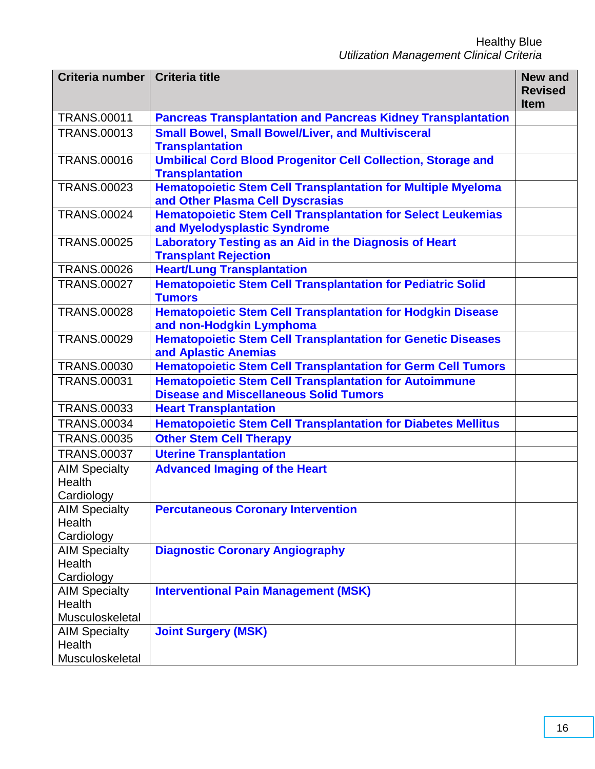| Criteria number | Criteria title | New and Revised Item |
|---|---|---|
| TRANS.00011 | **Pancreas Transplantation and Pancreas Kidney Transplantation** | |
| TRANS.00013 | **Small Bowel, Small Bowel/Liver, and Multivisceral Transplantation** | |
| TRANS.00016 | **Umbilical Cord Blood Progenitor Cell Collection, Storage and Transplantation** | |
| TRANS.00023 | **Hematopoietic Stem Cell Transplantation for Multiple Myeloma and Other Plasma Cell Dyscrasias** | |
| TRANS.00024 | **Hematopoietic Stem Cell Transplantation for Select Leukemias and Myelodysplastic Syndrome** | |
| TRANS.00025 | **Laboratory Testing as an Aid in the Diagnosis of Heart Transplant Rejection** | |
| TRANS.00026 | **Heart/Lung Transplantation** | |
| TRANS.00027 | **Hematopoietic Stem Cell Transplantation for Pediatric Solid Tumors** | |
| TRANS.00028 | **Hematopoietic Stem Cell Transplantation for Hodgkin Disease and non-Hodgkin Lymphoma** | |
| TRANS.00029 | **Hematopoietic Stem Cell Transplantation for Genetic Diseases and Aplastic Anemias** | |
| TRANS.00030 | **Hematopoietic Stem Cell Transplantation for Germ Cell Tumors** | |
| TRANS.00031 | **Hematopoietic Stem Cell Transplantation for Autoimmune Disease and Miscellaneous Solid Tumors** | |
| TRANS.00033 | **Heart Transplantation** | |
| TRANS.00034 | **Hematopoietic Stem Cell Transplantation for Diabetes Mellitus** | |
| TRANS.00035 | **Other Stem Cell Therapy** | |
| TRANS.00037 | **Uterine Transplantation** | |
| AIM Specialty Health Cardiology | **Advanced Imaging of the Heart** | |
| AIM Specialty Health Cardiology | **Percutaneous Coronary Intervention** | |
| AIM Specialty Health Cardiology | **Diagnostic Coronary Angiography** | |
| AIM Specialty Health Musculoskeletal | **Interventional Pain Management (MSK)** | |
| AIM Specialty Health Musculoskeletal | **Joint Surgery (MSK)** | |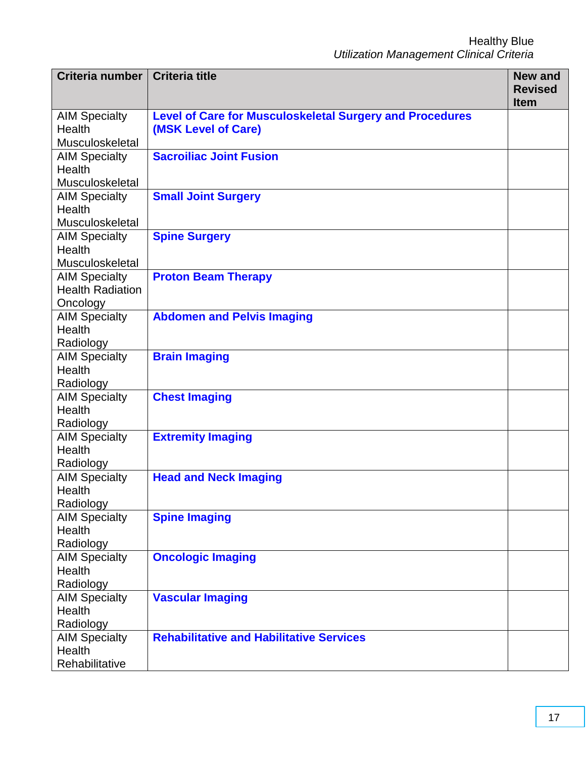| Criteria number | Criteria title | New and Revised Item |
|---|---|---|
| AIM Specialty Health Musculoskeletal | **Level of Care for Musculoskeletal Surgery and Procedures (MSK Level of Care)** | |
| AIM Specialty Health Musculoskeletal | **Sacroiliac Joint Fusion** | |
| AIM Specialty Health Musculoskeletal | **Small Joint Surgery** | |
| AIM Specialty Health Musculoskeletal | **Spine Surgery** | |
| AIM Specialty Health Radiation Oncology | **Proton Beam Therapy** | |
| AIM Specialty Health Radiology | **Abdomen and Pelvis Imaging** | |
| AIM Specialty Health Radiology | **Brain Imaging** | |
| AIM Specialty Health Radiology | **Chest Imaging** | |
| AIM Specialty Health Radiology | **Extremity Imaging** | |
| AIM Specialty Health Radiology | **Head and Neck Imaging** | |
| AIM Specialty Health Radiology | **Spine Imaging** | |
| AIM Specialty Health Radiology | **Oncologic Imaging** | |
| AIM Specialty Health Radiology | **Vascular Imaging** | |
| AIM Specialty Health Rehabilitative | **Rehabilitative and Habilitative Services** | |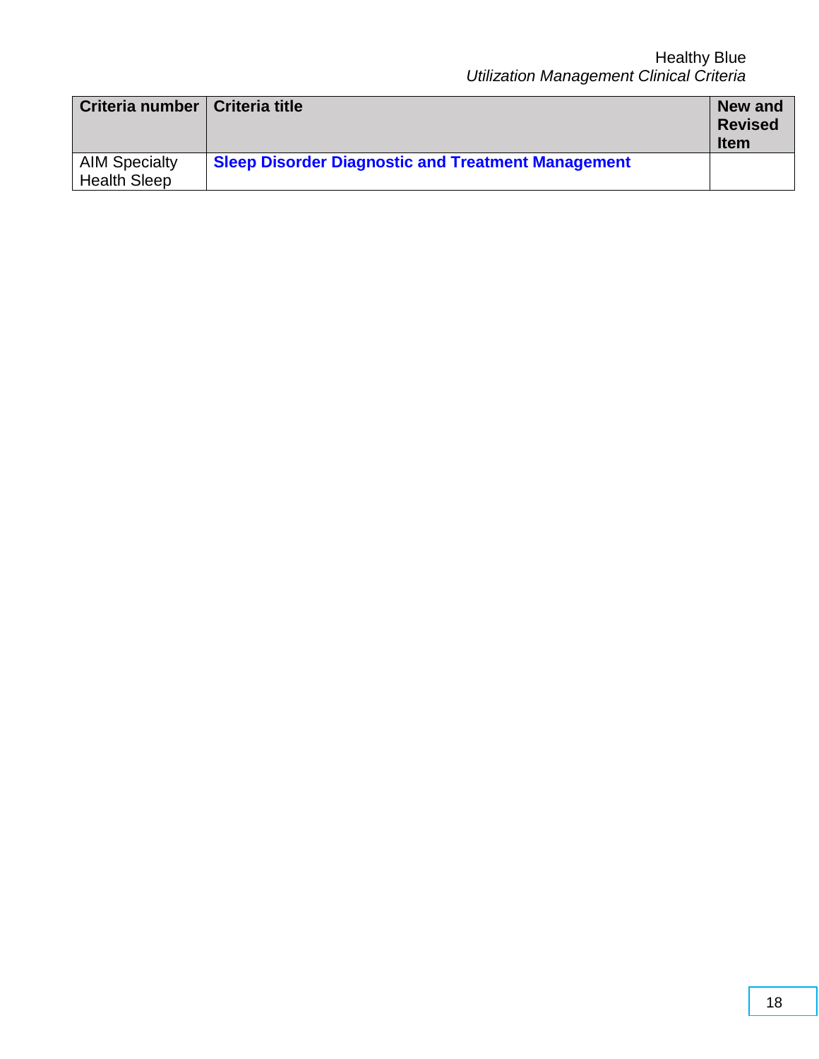| Criteria number | Criteria title | New and Revised Item |
|---|---|---|
| AIM Specialty Health Sleep | **Sleep Disorder Diagnostic and Treatment Management** | |